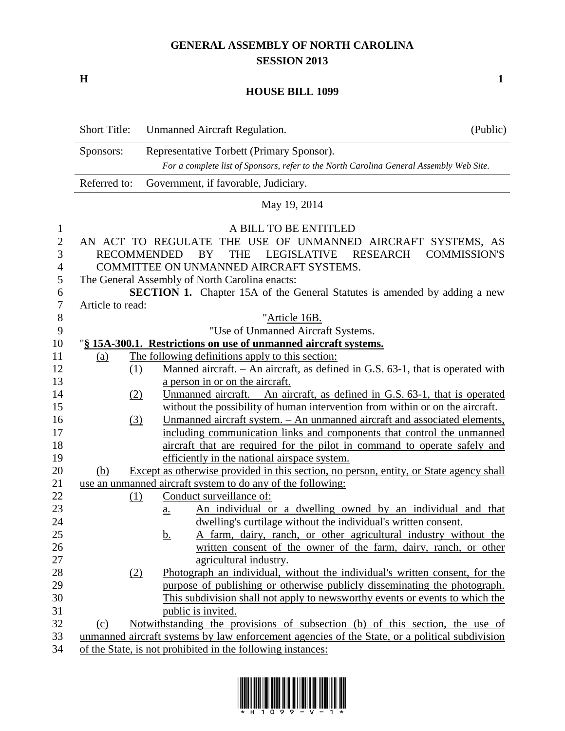# GENERAL ASSEMBLY OF NORTH CAROLINA
## SESSION 2013

**H** **1**

## HOUSE BILL 1099

| Short Title: | Unmanned Aircraft Regulation. | (Public) |
|---|---|---|
| Sponsors: | Representative Torbett (Primary Sponsor). *For a complete list of Sponsors, refer to the North Carolina General Assembly Web Site.* | |
| Referred to: | Government, if favorable, Judiciary. | |

May 19, 2014

A BILL TO BE ENTITLED

AN ACT TO REGULATE THE USE OF UNMANNED AIRCRAFT SYSTEMS, AS RECOMMENDED BY THE LEGISLATIVE RESEARCH COMMISSION'S COMMITTEE ON UNMANNED AIRCRAFT SYSTEMS.

The General Assembly of North Carolina enacts:

**SECTION 1.** Chapter 15A of the General Statutes is amended by adding a new Article to read:

"Article 16B.

"Use of Unmanned Aircraft Systems.

"**§ 15A-300.1. Restrictions on use of unmanned aircraft systems.**

(a) The following definitions apply to this section:

(1) Manned aircraft. – An aircraft, as defined in G.S. 63-1, that is operated with a person in or on the aircraft.

(2) Unmanned aircraft. – An aircraft, as defined in G.S. 63-1, that is operated without the possibility of human intervention from within or on the aircraft.

(3) Unmanned aircraft system. – An unmanned aircraft and associated elements, including communication links and components that control the unmanned aircraft that are required for the pilot in command to operate safely and efficiently in the national airspace system.

(b) Except as otherwise provided in this section, no person, entity, or State agency shall use an unmanned aircraft system to do any of the following:

(1) Conduct surveillance of:

a. An individual or a dwelling owned by an individual and that dwelling's curtilage without the individual's written consent.

b. A farm, dairy, ranch, or other agricultural industry without the written consent of the owner of the farm, dairy, ranch, or other agricultural industry.

(2) Photograph an individual, without the individual's written consent, for the purpose of publishing or otherwise publicly disseminating the photograph. This subdivision shall not apply to newsworthy events or events to which the public is invited.

(c) Notwithstanding the provisions of subsection (b) of this section, the use of unmanned aircraft systems by law enforcement agencies of the State, or a political subdivision of the State, is not prohibited in the following instances: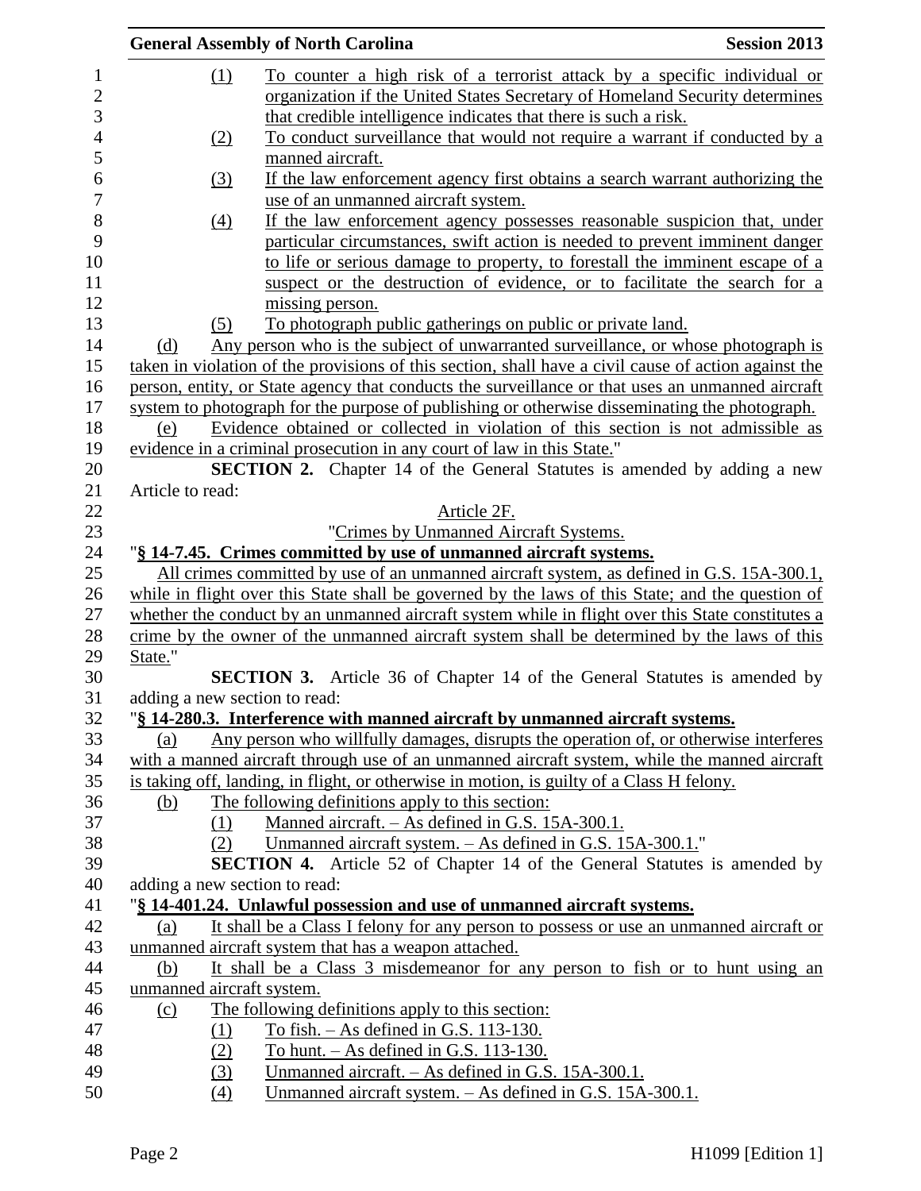(1) To counter a high risk of a terrorist attack by a specific individual or organization if the United States Secretary of Homeland Security determines that credible intelligence indicates that there is such a risk.

(2) To conduct surveillance that would not require a warrant if conducted by a manned aircraft.

(3) If the law enforcement agency first obtains a search warrant authorizing the use of an unmanned aircraft system.

(4) If the law enforcement agency possesses reasonable suspicion that, under particular circumstances, swift action is needed to prevent imminent danger to life or serious damage to property, to forestall the imminent escape of a suspect or the destruction of evidence, or to facilitate the search for a missing person.

(5) To photograph public gatherings on public or private land.

(d) Any person who is the subject of unwarranted surveillance, or whose photograph is taken in violation of the provisions of this section, shall have a civil cause of action against the person, entity, or State agency that conducts the surveillance or that uses an unmanned aircraft system to photograph for the purpose of publishing or otherwise disseminating the photograph.

(e) Evidence obtained or collected in violation of this section is not admissible as evidence in a criminal prosecution in any court of law in this State."

**SECTION 2.** Chapter 14 of the General Statutes is amended by adding a new Article to read:

Article 2F.

"Crimes by Unmanned Aircraft Systems.

"**§ 14-7.45. Crimes committed by use of unmanned aircraft systems.**

All crimes committed by use of an unmanned aircraft system, as defined in G.S. 15A-300.1, while in flight over this State shall be governed by the laws of this State; and the question of whether the conduct by an unmanned aircraft system while in flight over this State constitutes a crime by the owner of the unmanned aircraft system shall be determined by the laws of this State."

**SECTION 3.** Article 36 of Chapter 14 of the General Statutes is amended by adding a new section to read:

"**§ 14-280.3. Interference with manned aircraft by unmanned aircraft systems.**

(a) Any person who willfully damages, disrupts the operation of, or otherwise interferes with a manned aircraft through use of an unmanned aircraft system, while the manned aircraft is taking off, landing, in flight, or otherwise in motion, is guilty of a Class H felony.

(b) The following definitions apply to this section:

(1) Manned aircraft. – As defined in G.S. 15A-300.1.

(2) Unmanned aircraft system. – As defined in G.S. 15A-300.1."

**SECTION 4.** Article 52 of Chapter 14 of the General Statutes is amended by adding a new section to read:

"**§ 14-401.24. Unlawful possession and use of unmanned aircraft systems.**

(a) It shall be a Class I felony for any person to possess or use an unmanned aircraft or unmanned aircraft system that has a weapon attached.

(b) It shall be a Class 3 misdemeanor for any person to fish or to hunt using an unmanned aircraft system.

(c) The following definitions apply to this section:

(1) To fish. – As defined in G.S. 113-130.

(2) To hunt. – As defined in G.S. 113-130.

(3) Unmanned aircraft. – As defined in G.S. 15A-300.1.

(4) Unmanned aircraft system. – As defined in G.S. 15A-300.1.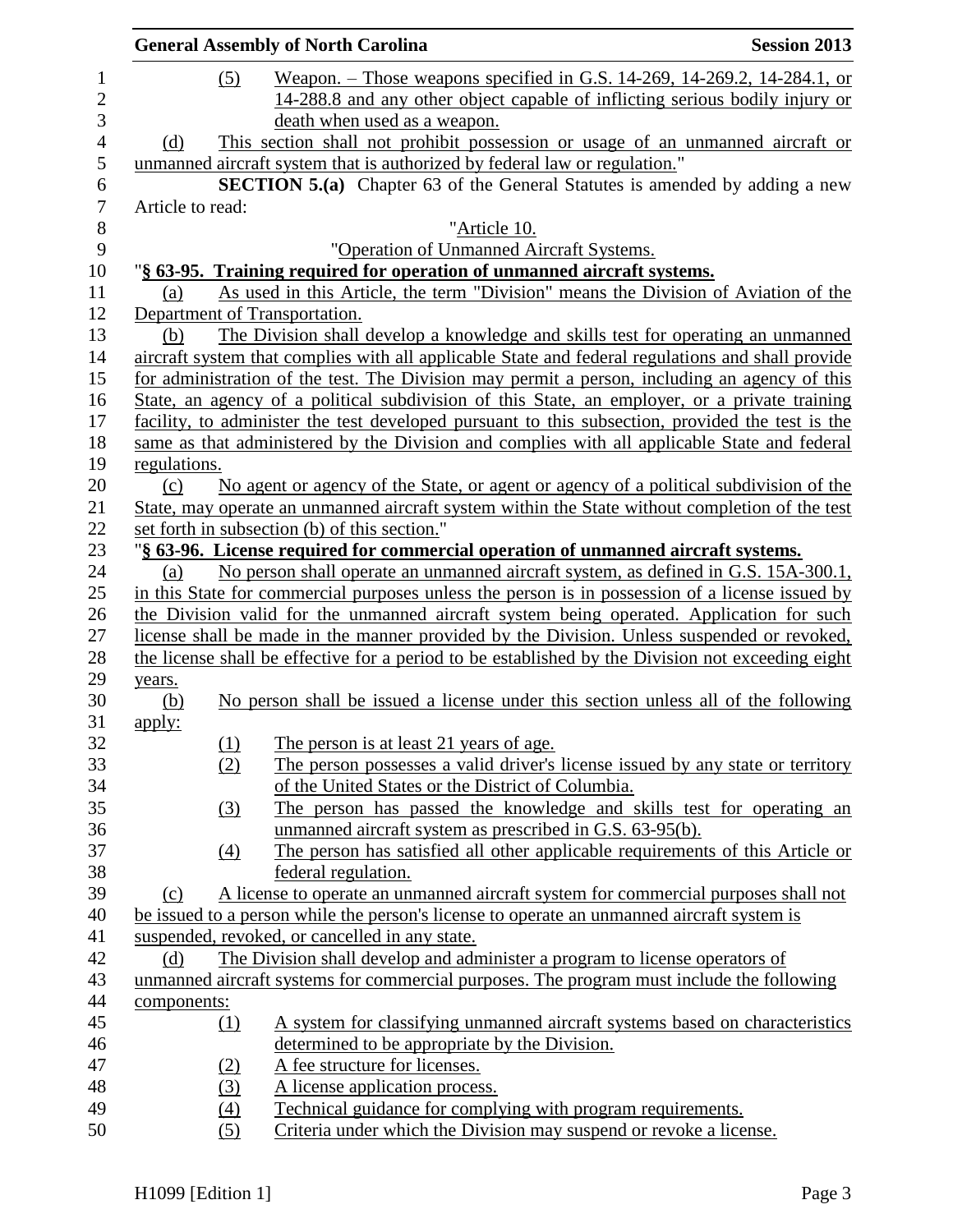(5) Weapon. – Those weapons specified in G.S. 14-269, 14-269.2, 14-284.1, or 14-288.8 and any other object capable of inflicting serious bodily injury or death when used as a weapon.

(d) This section shall not prohibit possession or usage of an unmanned aircraft or unmanned aircraft system that is authorized by federal law or regulation."

**SECTION 5.(a)** Chapter 63 of the General Statutes is amended by adding a new Article to read:

"Article 10.

"Operation of Unmanned Aircraft Systems.

"**§ 63-95. Training required for operation of unmanned aircraft systems.**

(a) As used in this Article, the term "Division" means the Division of Aviation of the Department of Transportation.

(b) The Division shall develop a knowledge and skills test for operating an unmanned aircraft system that complies with all applicable State and federal regulations and shall provide for administration of the test. The Division may permit a person, including an agency of this State, an agency of a political subdivision of this State, an employer, or a private training facility, to administer the test developed pursuant to this subsection, provided the test is the same as that administered by the Division and complies with all applicable State and federal regulations.

(c) No agent or agency of the State, or agent or agency of a political subdivision of the State, may operate an unmanned aircraft system within the State without completion of the test set forth in subsection (b) of this section."

"**§ 63-96. License required for commercial operation of unmanned aircraft systems.**

(a) No person shall operate an unmanned aircraft system, as defined in G.S. 15A-300.1, in this State for commercial purposes unless the person is in possession of a license issued by the Division valid for the unmanned aircraft system being operated. Application for such license shall be made in the manner provided by the Division. Unless suspended or revoked, the license shall be effective for a period to be established by the Division not exceeding eight years.

(b) No person shall be issued a license under this section unless all of the following apply:

(1) The person is at least 21 years of age.

(2) The person possesses a valid driver's license issued by any state or territory of the United States or the District of Columbia.

(3) The person has passed the knowledge and skills test for operating an unmanned aircraft system as prescribed in G.S. 63-95(b).

(4) The person has satisfied all other applicable requirements of this Article or federal regulation.

(c) A license to operate an unmanned aircraft system for commercial purposes shall not be issued to a person while the person's license to operate an unmanned aircraft system is suspended, revoked, or cancelled in any state.

(d) The Division shall develop and administer a program to license operators of unmanned aircraft systems for commercial purposes. The program must include the following components:

(1) A system for classifying unmanned aircraft systems based on characteristics determined to be appropriate by the Division.

(2) A fee structure for licenses.

(3) A license application process.

(4) Technical guidance for complying with program requirements.

(5) Criteria under which the Division may suspend or revoke a license.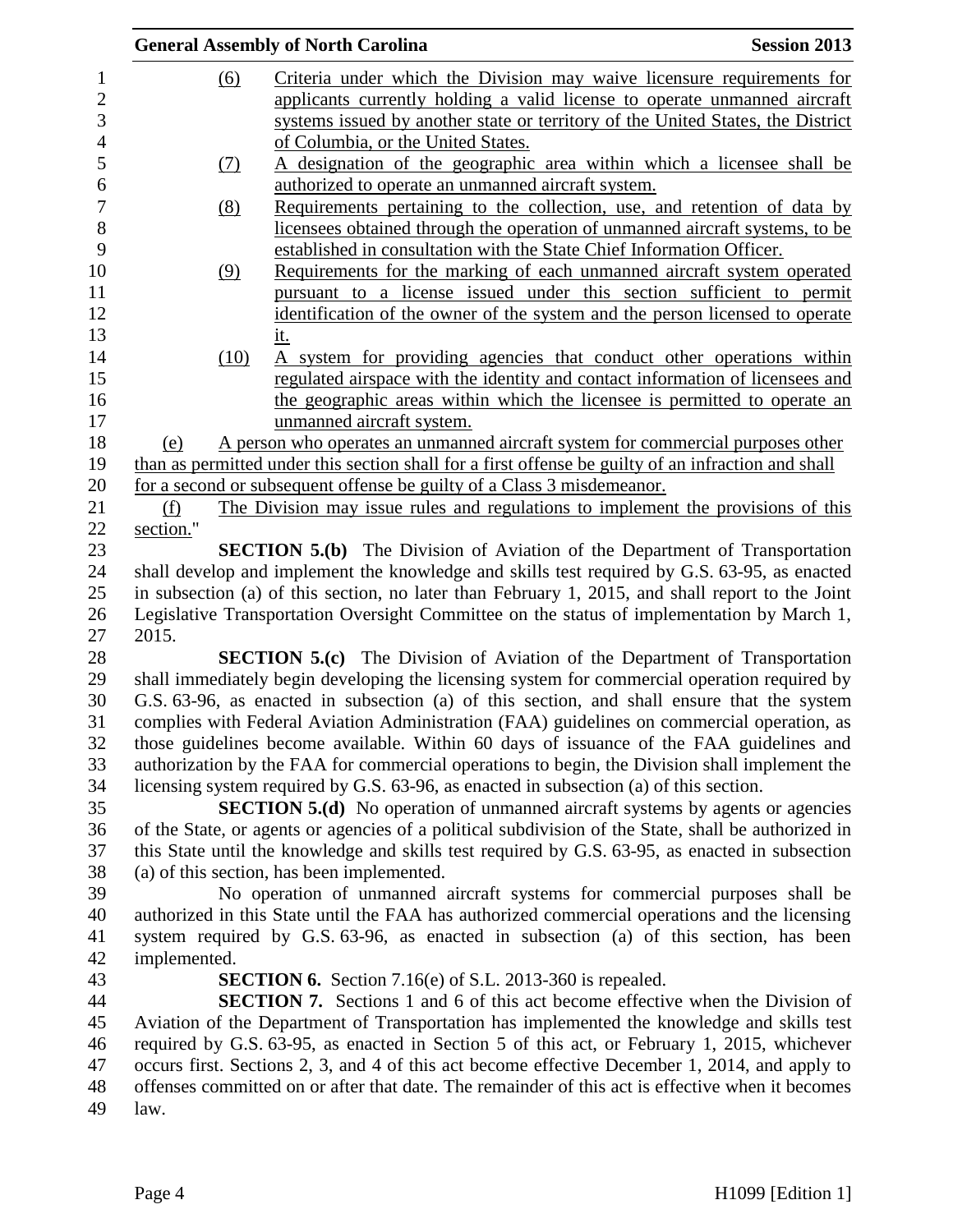(6) Criteria under which the Division may waive licensure requirements for applicants currently holding a valid license to operate unmanned aircraft systems issued by another state or territory of the United States, the District of Columbia, or the United States.

(7) A designation of the geographic area within which a licensee shall be authorized to operate an unmanned aircraft system.

(8) Requirements pertaining to the collection, use, and retention of data by licensees obtained through the operation of unmanned aircraft systems, to be established in consultation with the State Chief Information Officer.

(9) Requirements for the marking of each unmanned aircraft system operated pursuant to a license issued under this section sufficient to permit identification of the owner of the system and the person licensed to operate it.

(10) A system for providing agencies that conduct other operations within regulated airspace with the identity and contact information of licensees and the geographic areas within which the licensee is permitted to operate an unmanned aircraft system.

(e) A person who operates an unmanned aircraft system for commercial purposes other than as permitted under this section shall for a first offense be guilty of an infraction and shall for a second or subsequent offense be guilty of a Class 3 misdemeanor.

(f) The Division may issue rules and regulations to implement the provisions of this section."

**SECTION 5.(b)** The Division of Aviation of the Department of Transportation shall develop and implement the knowledge and skills test required by G.S. 63-95, as enacted in subsection (a) of this section, no later than February 1, 2015, and shall report to the Joint Legislative Transportation Oversight Committee on the status of implementation by March 1, 2015.

**SECTION 5.(c)** The Division of Aviation of the Department of Transportation shall immediately begin developing the licensing system for commercial operation required by G.S. 63-96, as enacted in subsection (a) of this section, and shall ensure that the system complies with Federal Aviation Administration (FAA) guidelines on commercial operation, as those guidelines become available. Within 60 days of issuance of the FAA guidelines and authorization by the FAA for commercial operations to begin, the Division shall implement the licensing system required by G.S. 63-96, as enacted in subsection (a) of this section.

**SECTION 5.(d)** No operation of unmanned aircraft systems by agents or agencies of the State, or agents or agencies of a political subdivision of the State, shall be authorized in this State until the knowledge and skills test required by G.S. 63-95, as enacted in subsection (a) of this section, has been implemented.

No operation of unmanned aircraft systems for commercial purposes shall be authorized in this State until the FAA has authorized commercial operations and the licensing system required by G.S. 63-96, as enacted in subsection (a) of this section, has been implemented.

**SECTION 6.** Section 7.16(e) of S.L. 2013-360 is repealed.

**SECTION 7.** Sections 1 and 6 of this act become effective when the Division of Aviation of the Department of Transportation has implemented the knowledge and skills test required by G.S. 63-95, as enacted in Section 5 of this act, or February 1, 2015, whichever occurs first. Sections 2, 3, and 4 of this act become effective December 1, 2014, and apply to offenses committed on or after that date. The remainder of this act is effective when it becomes law.